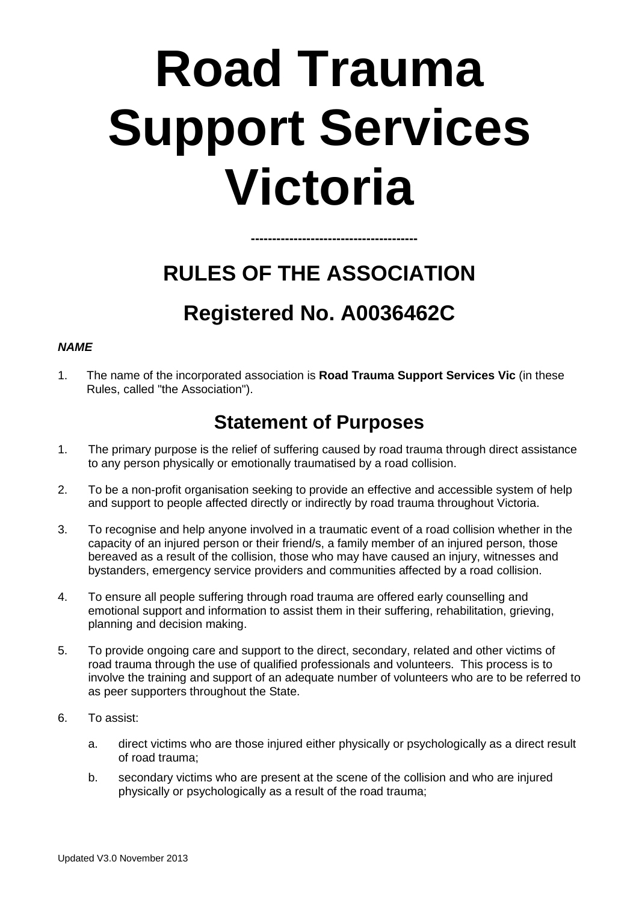# Road Trauma Support Services Victoria

---------------------------------------

## RULES OF THE ASSOCIATION

## Registered No. A0036462C

***NAME***

1. The name of the incorporated association is **Road Trauma Support Services Vic** (in these Rules, called "the Association").

## Statement of Purposes

1. The primary purpose is the relief of suffering caused by road trauma through direct assistance to any person physically or emotionally traumatised by a road collision.

2. To be a non-profit organisation seeking to provide an effective and accessible system of help and support to people affected directly or indirectly by road trauma throughout Victoria.

3. To recognise and help anyone involved in a traumatic event of a road collision whether in the capacity of an injured person or their friend/s, a family member of an injured person, those bereaved as a result of the collision, those who may have caused an injury, witnesses and bystanders, emergency service providers and communities affected by a road collision.

4. To ensure all people suffering through road trauma are offered early counselling and emotional support and information to assist them in their suffering, rehabilitation, grieving, planning and decision making.

5. To provide ongoing care and support to the direct, secondary, related and other victims of road trauma through the use of qualified professionals and volunteers. This process is to involve the training and support of an adequate number of volunteers who are to be referred to as peer supporters throughout the State.

6. To assist:

   a. direct victims who are those injured either physically or psychologically as a direct result of road trauma;

   b. secondary victims who are present at the scene of the collision and who are injured physically or psychologically as a result of the road trauma;

Updated V3.0 November 2013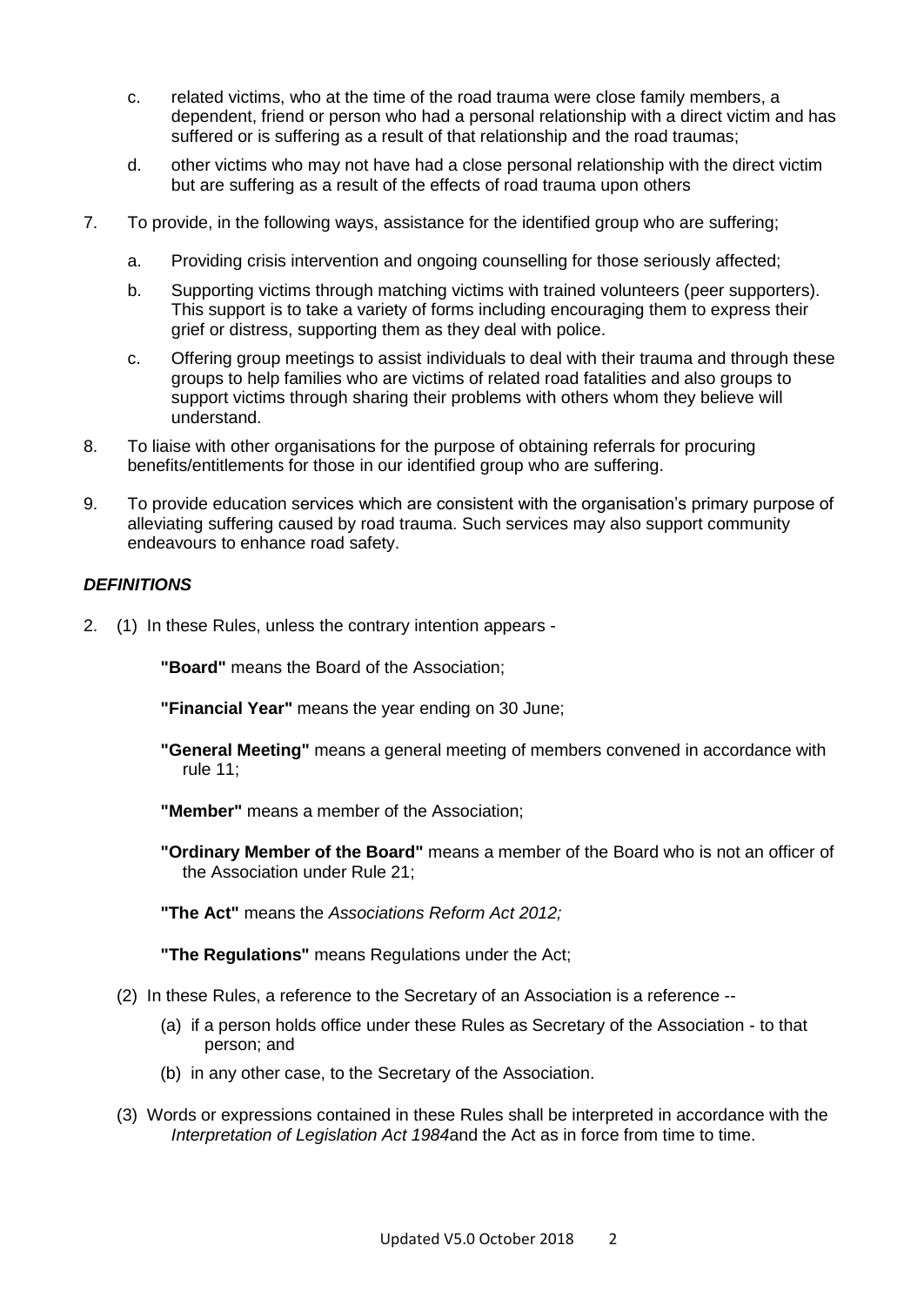c. related victims, who at the time of the road trauma were close family members, a dependent, friend or person who had a personal relationship with a direct victim and has suffered or is suffering as a result of that relationship and the road traumas;

d. other victims who may not have had a close personal relationship with the direct victim but are suffering as a result of the effects of road trauma upon others

7. To provide, in the following ways, assistance for the identified group who are suffering;

   a. Providing crisis intervention and ongoing counselling for those seriously affected;

   b. Supporting victims through matching victims with trained volunteers (peer supporters). This support is to take a variety of forms including encouraging them to express their grief or distress, supporting them as they deal with police.

   c. Offering group meetings to assist individuals to deal with their trauma and through these groups to help families who are victims of related road fatalities and also groups to support victims through sharing their problems with others whom they believe will understand.

8. To liaise with other organisations for the purpose of obtaining referrals for procuring benefits/entitlements for those in our identified group who are suffering.

9. To provide education services which are consistent with the organisation's primary purpose of alleviating suffering caused by road trauma. Such services may also support community endeavours to enhance road safety.

***DEFINITIONS***

2. (1) In these Rules, unless the contrary intention appears -

   **"Board"** means the Board of the Association;

   **"Financial Year"** means the year ending on 30 June;

   **"General Meeting"** means a general meeting of members convened in accordance with rule 11;

   **"Member"** means a member of the Association;

   **"Ordinary Member of the Board"** means a member of the Board who is not an officer of the Association under Rule 21;

   **"The Act"** means the *Associations Reform Act 2012;*

   **"The Regulations"** means Regulations under the Act;

   (2) In these Rules, a reference to the Secretary of an Association is a reference --

   (a) if a person holds office under these Rules as Secretary of the Association - to that person; and

   (b) in any other case, to the Secretary of the Association.

   (3) Words or expressions contained in these Rules shall be interpreted in accordance with the *Interpretation of Legislation Act 1984*and the Act as in force from time to time.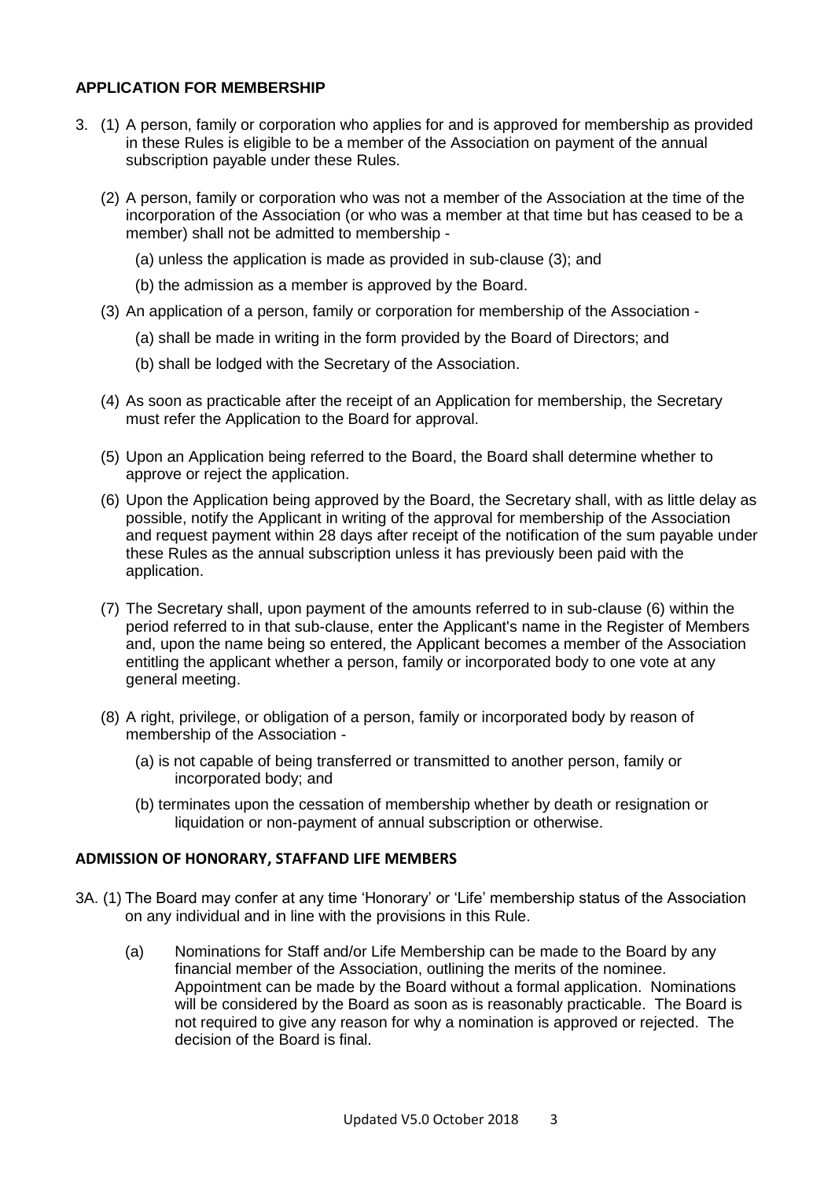## APPLICATION FOR MEMBERSHIP

3. (1) A person, family or corporation who applies for and is approved for membership as provided in these Rules is eligible to be a member of the Association on payment of the annual subscription payable under these Rules.

   (2) A person, family or corporation who was not a member of the Association at the time of the incorporation of the Association (or who was a member at that time but has ceased to be a member) shall not be admitted to membership -

      (a) unless the application is made as provided in sub-clause (3); and

      (b) the admission as a member is approved by the Board.

   (3) An application of a person, family or corporation for membership of the Association -

      (a) shall be made in writing in the form provided by the Board of Directors; and

      (b) shall be lodged with the Secretary of the Association.

   (4) As soon as practicable after the receipt of an Application for membership, the Secretary must refer the Application to the Board for approval.

   (5) Upon an Application being referred to the Board, the Board shall determine whether to approve or reject the application.

   (6) Upon the Application being approved by the Board, the Secretary shall, with as little delay as possible, notify the Applicant in writing of the approval for membership of the Association and request payment within 28 days after receipt of the notification of the sum payable under these Rules as the annual subscription unless it has previously been paid with the application.

   (7) The Secretary shall, upon payment of the amounts referred to in sub-clause (6) within the period referred to in that sub-clause, enter the Applicant's name in the Register of Members and, upon the name being so entered, the Applicant becomes a member of the Association entitling the applicant whether a person, family or incorporated body to one vote at any general meeting.

   (8) A right, privilege, or obligation of a person, family or incorporated body by reason of membership of the Association -

      (a) is not capable of being transferred or transmitted to another person, family or incorporated body; and

      (b) terminates upon the cessation of membership whether by death or resignation or liquidation or non-payment of annual subscription or otherwise.

## ADMISSION OF HONORARY, STAFFAND LIFE MEMBERS

3A. (1) The Board may confer at any time 'Honorary' or 'Life' membership status of the Association on any individual and in line with the provisions in this Rule.

   (a) Nominations for Staff and/or Life Membership can be made to the Board by any financial member of the Association, outlining the merits of the nominee. Appointment can be made by the Board without a formal application. Nominations will be considered by the Board as soon as is reasonably practicable. The Board is not required to give any reason for why a nomination is approved or rejected. The decision of the Board is final.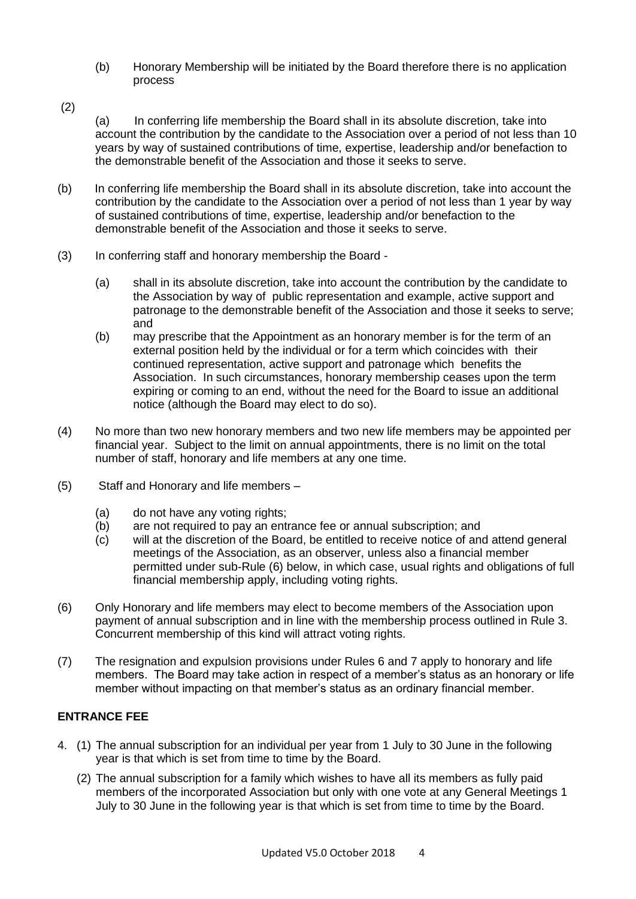(b) Honorary Membership will be initiated by the Board therefore there is no application process

(2)

(a) In conferring life membership the Board shall in its absolute discretion, take into account the contribution by the candidate to the Association over a period of not less than 10 years by way of sustained contributions of time, expertise, leadership and/or benefaction to the demonstrable benefit of the Association and those it seeks to serve.

(b) In conferring life membership the Board shall in its absolute discretion, take into account the contribution by the candidate to the Association over a period of not less than 1 year by way of sustained contributions of time, expertise, leadership and/or benefaction to the demonstrable benefit of the Association and those it seeks to serve.

(3) In conferring staff and honorary membership the Board -

(a) shall in its absolute discretion, take into account the contribution by the candidate to the Association by way of public representation and example, active support and patronage to the demonstrable benefit of the Association and those it seeks to serve; and

(b) may prescribe that the Appointment as an honorary member is for the term of an external position held by the individual or for a term which coincides with their continued representation, active support and patronage which benefits the Association. In such circumstances, honorary membership ceases upon the term expiring or coming to an end, without the need for the Board to issue an additional notice (although the Board may elect to do so).

(4) No more than two new honorary members and two new life members may be appointed per financial year. Subject to the limit on annual appointments, there is no limit on the total number of staff, honorary and life members at any one time.

(5) Staff and Honorary and life members –

(a) do not have any voting rights;

(b) are not required to pay an entrance fee or annual subscription; and

(c) will at the discretion of the Board, be entitled to receive notice of and attend general meetings of the Association, as an observer, unless also a financial member permitted under sub-Rule (6) below, in which case, usual rights and obligations of full financial membership apply, including voting rights.

(6) Only Honorary and life members may elect to become members of the Association upon payment of annual subscription and in line with the membership process outlined in Rule 3. Concurrent membership of this kind will attract voting rights.

(7) The resignation and expulsion provisions under Rules 6 and 7 apply to honorary and life members. The Board may take action in respect of a member's status as an honorary or life member without impacting on that member's status as an ordinary financial member.

## ENTRANCE FEE

4. (1) The annual subscription for an individual per year from 1 July to 30 June in the following year is that which is set from time to time by the Board.

(2) The annual subscription for a family which wishes to have all its members as fully paid members of the incorporated Association but only with one vote at any General Meetings 1 July to 30 June in the following year is that which is set from time to time by the Board.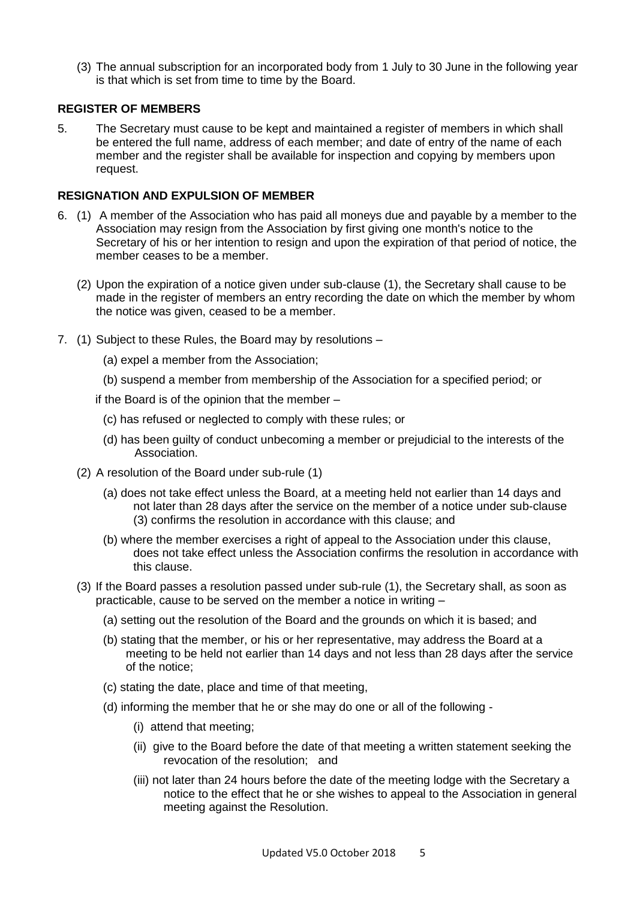(3) The annual subscription for an incorporated body from 1 July to 30 June in the following year is that which is set from time to time by the Board.

**REGISTER OF MEMBERS**

5. The Secretary must cause to be kept and maintained a register of members in which shall be entered the full name, address of each member; and date of entry of the name of each member and the register shall be available for inspection and copying by members upon request.

**RESIGNATION AND EXPULSION OF MEMBER**

6. (1) A member of the Association who has paid all moneys due and payable by a member to the Association may resign from the Association by first giving one month's notice to the Secretary of his or her intention to resign and upon the expiration of that period of notice, the member ceases to be a member.

   (2) Upon the expiration of a notice given under sub-clause (1), the Secretary shall cause to be made in the register of members an entry recording the date on which the member by whom the notice was given, ceased to be a member.

7. (1) Subject to these Rules, the Board may by resolutions –

      (a) expel a member from the Association;

      (b) suspend a member from membership of the Association for a specified period; or

   if the Board is of the opinion that the member –

      (c) has refused or neglected to comply with these rules; or

      (d) has been guilty of conduct unbecoming a member or prejudicial to the interests of the Association.

   (2) A resolution of the Board under sub-rule (1)

      (a) does not take effect unless the Board, at a meeting held not earlier than 14 days and not later than 28 days after the service on the member of a notice under sub-clause (3) confirms the resolution in accordance with this clause; and

      (b) where the member exercises a right of appeal to the Association under this clause, does not take effect unless the Association confirms the resolution in accordance with this clause.

   (3) If the Board passes a resolution passed under sub-rule (1), the Secretary shall, as soon as practicable, cause to be served on the member a notice in writing –

      (a) setting out the resolution of the Board and the grounds on which it is based; and

      (b) stating that the member, or his or her representative, may address the Board at a meeting to be held not earlier than 14 days and not less than 28 days after the service of the notice;

      (c) stating the date, place and time of that meeting,

      (d) informing the member that he or she may do one or all of the following -

         (i) attend that meeting;

         (ii) give to the Board before the date of that meeting a written statement seeking the revocation of the resolution; and

         (iii) not later than 24 hours before the date of the meeting lodge with the Secretary a notice to the effect that he or she wishes to appeal to the Association in general meeting against the Resolution.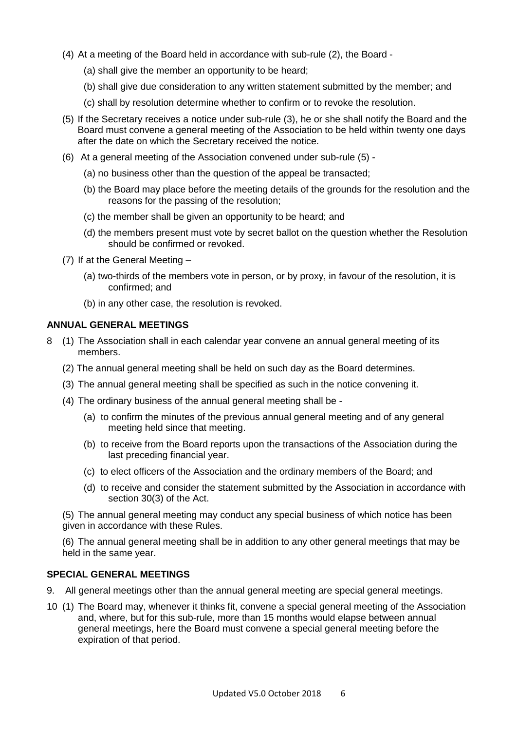(4) At a meeting of the Board held in accordance with sub-rule (2), the Board -

(a) shall give the member an opportunity to be heard;

(b) shall give due consideration to any written statement submitted by the member; and

(c) shall by resolution determine whether to confirm or to revoke the resolution.

(5) If the Secretary receives a notice under sub-rule (3), he or she shall notify the Board and the Board must convene a general meeting of the Association to be held within twenty one days after the date on which the Secretary received the notice.

(6) At a general meeting of the Association convened under sub-rule (5) -

(a) no business other than the question of the appeal be transacted;

(b) the Board may place before the meeting details of the grounds for the resolution and the reasons for the passing of the resolution;

(c) the member shall be given an opportunity to be heard; and

(d) the members present must vote by secret ballot on the question whether the Resolution should be confirmed or revoked.

(7) If at the General Meeting –

(a) two-thirds of the members vote in person, or by proxy, in favour of the resolution, it is confirmed; and

(b) in any other case, the resolution is revoked.

**ANNUAL GENERAL MEETINGS**

8 (1) The Association shall in each calendar year convene an annual general meeting of its members.

(2) The annual general meeting shall be held on such day as the Board determines.

(3) The annual general meeting shall be specified as such in the notice convening it.

(4) The ordinary business of the annual general meeting shall be -

(a) to confirm the minutes of the previous annual general meeting and of any general meeting held since that meeting.

(b) to receive from the Board reports upon the transactions of the Association during the last preceding financial year.

(c) to elect officers of the Association and the ordinary members of the Board; and

(d) to receive and consider the statement submitted by the Association in accordance with section 30(3) of the Act.

(5) The annual general meeting may conduct any special business of which notice has been given in accordance with these Rules.

(6) The annual general meeting shall be in addition to any other general meetings that may be held in the same year.

**SPECIAL GENERAL MEETINGS**

9. All general meetings other than the annual general meeting are special general meetings.

10 (1) The Board may, whenever it thinks fit, convene a special general meeting of the Association and, where, but for this sub-rule, more than 15 months would elapse between annual general meetings, here the Board must convene a special general meeting before the expiration of that period.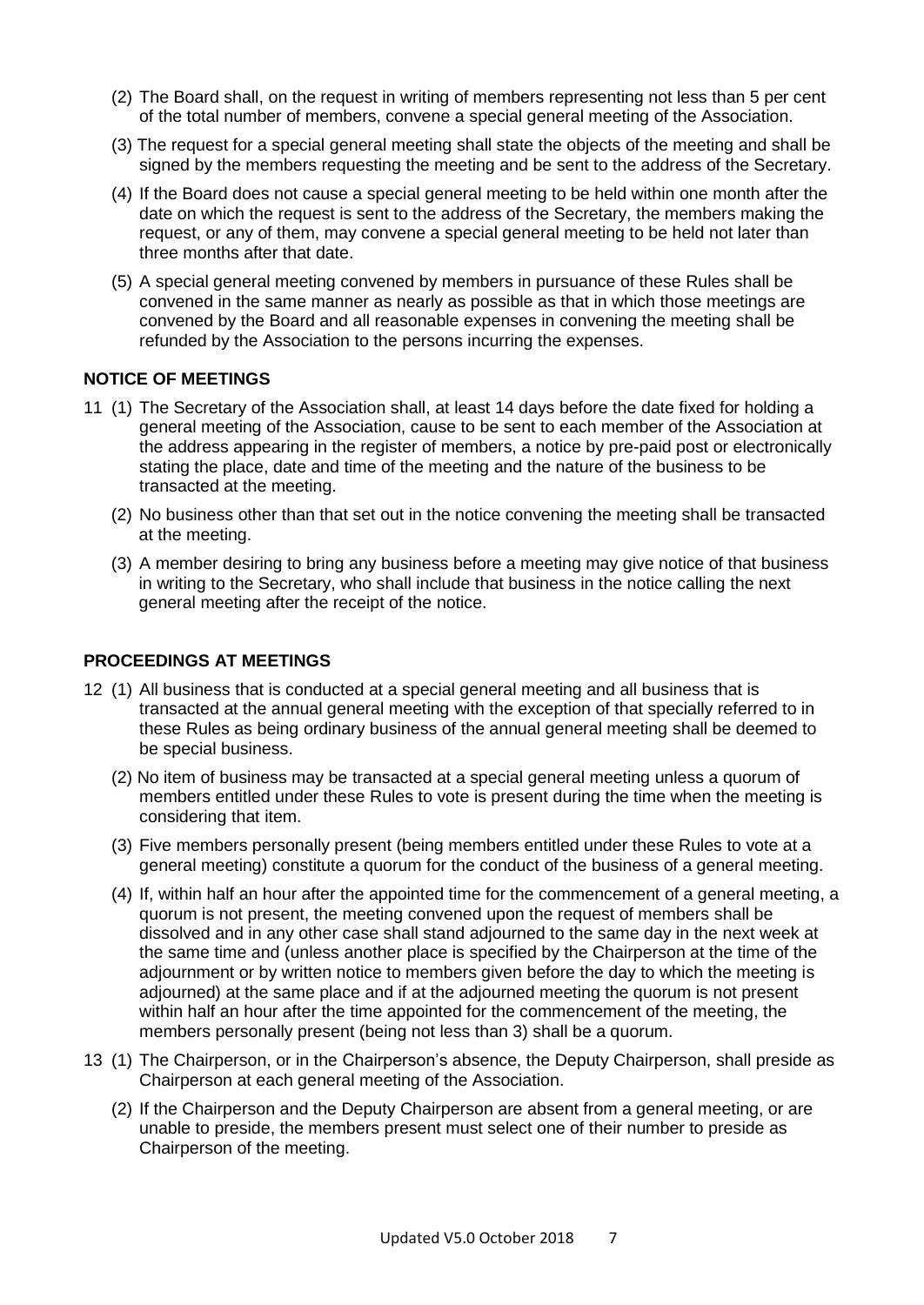(2) The Board shall, on the request in writing of members representing not less than 5 per cent of the total number of members, convene a special general meeting of the Association.

(3) The request for a special general meeting shall state the objects of the meeting and shall be signed by the members requesting the meeting and be sent to the address of the Secretary.

(4) If the Board does not cause a special general meeting to be held within one month after the date on which the request is sent to the address of the Secretary, the members making the request, or any of them, may convene a special general meeting to be held not later than three months after that date.

(5) A special general meeting convened by members in pursuance of these Rules shall be convened in the same manner as nearly as possible as that in which those meetings are convened by the Board and all reasonable expenses in convening the meeting shall be refunded by the Association to the persons incurring the expenses.

**NOTICE OF MEETINGS**

11 (1) The Secretary of the Association shall, at least 14 days before the date fixed for holding a general meeting of the Association, cause to be sent to each member of the Association at the address appearing in the register of members, a notice by pre-paid post or electronically stating the place, date and time of the meeting and the nature of the business to be transacted at the meeting.

(2) No business other than that set out in the notice convening the meeting shall be transacted at the meeting.

(3) A member desiring to bring any business before a meeting may give notice of that business in writing to the Secretary, who shall include that business in the notice calling the next general meeting after the receipt of the notice.

**PROCEEDINGS AT MEETINGS**

12 (1) All business that is conducted at a special general meeting and all business that is transacted at the annual general meeting with the exception of that specially referred to in these Rules as being ordinary business of the annual general meeting shall be deemed to be special business.

(2) No item of business may be transacted at a special general meeting unless a quorum of members entitled under these Rules to vote is present during the time when the meeting is considering that item.

(3) Five members personally present (being members entitled under these Rules to vote at a general meeting) constitute a quorum for the conduct of the business of a general meeting.

(4) If, within half an hour after the appointed time for the commencement of a general meeting, a quorum is not present, the meeting convened upon the request of members shall be dissolved and in any other case shall stand adjourned to the same day in the next week at the same time and (unless another place is specified by the Chairperson at the time of the adjournment or by written notice to members given before the day to which the meeting is adjourned) at the same place and if at the adjourned meeting the quorum is not present within half an hour after the time appointed for the commencement of the meeting, the members personally present (being not less than 3) shall be a quorum.

13 (1) The Chairperson, or in the Chairperson's absence, the Deputy Chairperson, shall preside as Chairperson at each general meeting of the Association.

(2) If the Chairperson and the Deputy Chairperson are absent from a general meeting, or are unable to preside, the members present must select one of their number to preside as Chairperson of the meeting.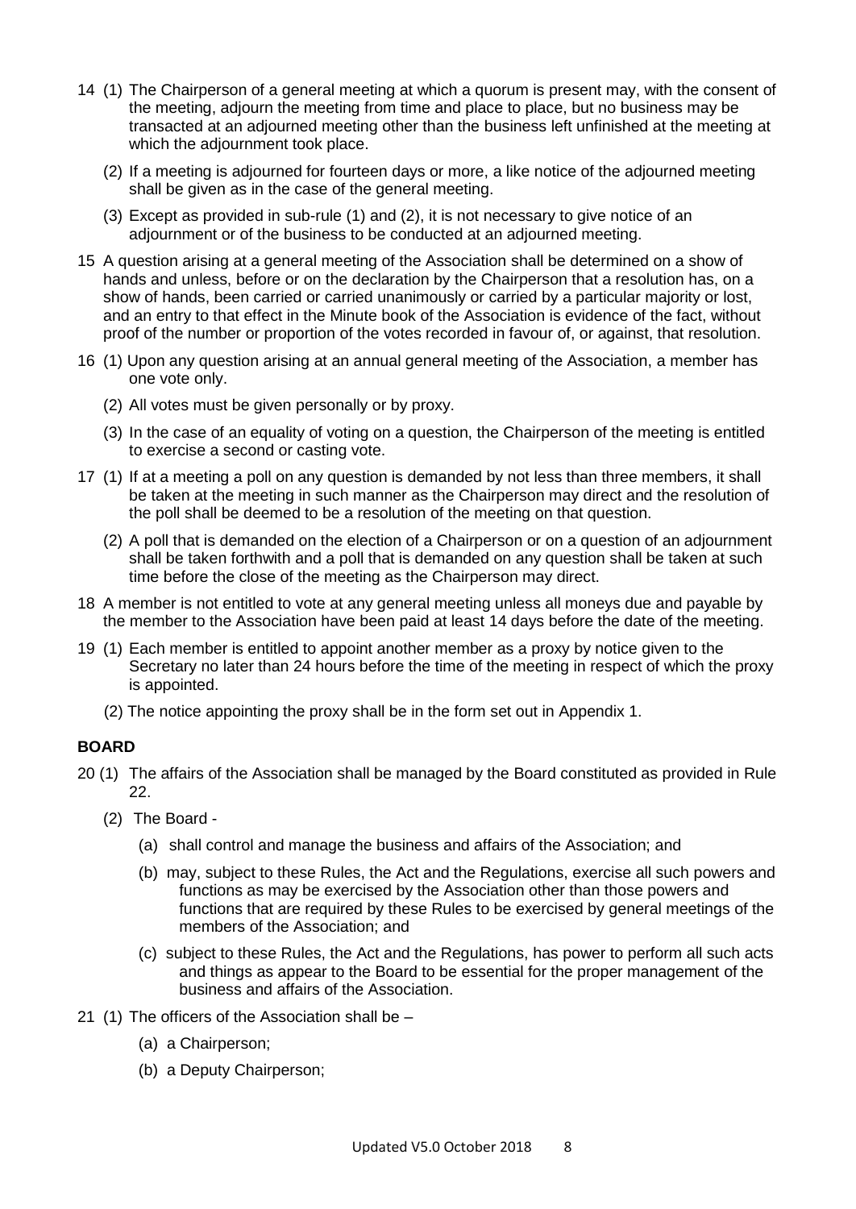14 (1) The Chairperson of a general meeting at which a quorum is present may, with the consent of the meeting, adjourn the meeting from time and place to place, but no business may be transacted at an adjourned meeting other than the business left unfinished at the meeting at which the adjournment took place.

(2) If a meeting is adjourned for fourteen days or more, a like notice of the adjourned meeting shall be given as in the case of the general meeting.

(3) Except as provided in sub-rule (1) and (2), it is not necessary to give notice of an adjournment or of the business to be conducted at an adjourned meeting.

15 A question arising at a general meeting of the Association shall be determined on a show of hands and unless, before or on the declaration by the Chairperson that a resolution has, on a show of hands, been carried or carried unanimously or carried by a particular majority or lost, and an entry to that effect in the Minute book of the Association is evidence of the fact, without proof of the number or proportion of the votes recorded in favour of, or against, that resolution.

16 (1) Upon any question arising at an annual general meeting of the Association, a member has one vote only.

(2) All votes must be given personally or by proxy.

(3) In the case of an equality of voting on a question, the Chairperson of the meeting is entitled to exercise a second or casting vote.

17 (1) If at a meeting a poll on any question is demanded by not less than three members, it shall be taken at the meeting in such manner as the Chairperson may direct and the resolution of the poll shall be deemed to be a resolution of the meeting on that question.

(2) A poll that is demanded on the election of a Chairperson or on a question of an adjournment shall be taken forthwith and a poll that is demanded on any question shall be taken at such time before the close of the meeting as the Chairperson may direct.

18 A member is not entitled to vote at any general meeting unless all moneys due and payable by the member to the Association have been paid at least 14 days before the date of the meeting.

19 (1) Each member is entitled to appoint another member as a proxy by notice given to the Secretary no later than 24 hours before the time of the meeting in respect of which the proxy is appointed.

(2) The notice appointing the proxy shall be in the form set out in Appendix 1.

**BOARD**

20 (1) The affairs of the Association shall be managed by the Board constituted as provided in Rule 22.

(2) The Board -

(a) shall control and manage the business and affairs of the Association; and

(b) may, subject to these Rules, the Act and the Regulations, exercise all such powers and functions as may be exercised by the Association other than those powers and functions that are required by these Rules to be exercised by general meetings of the members of the Association; and

(c) subject to these Rules, the Act and the Regulations, has power to perform all such acts and things as appear to the Board to be essential for the proper management of the business and affairs of the Association.

21 (1) The officers of the Association shall be –

(a) a Chairperson;

(b) a Deputy Chairperson;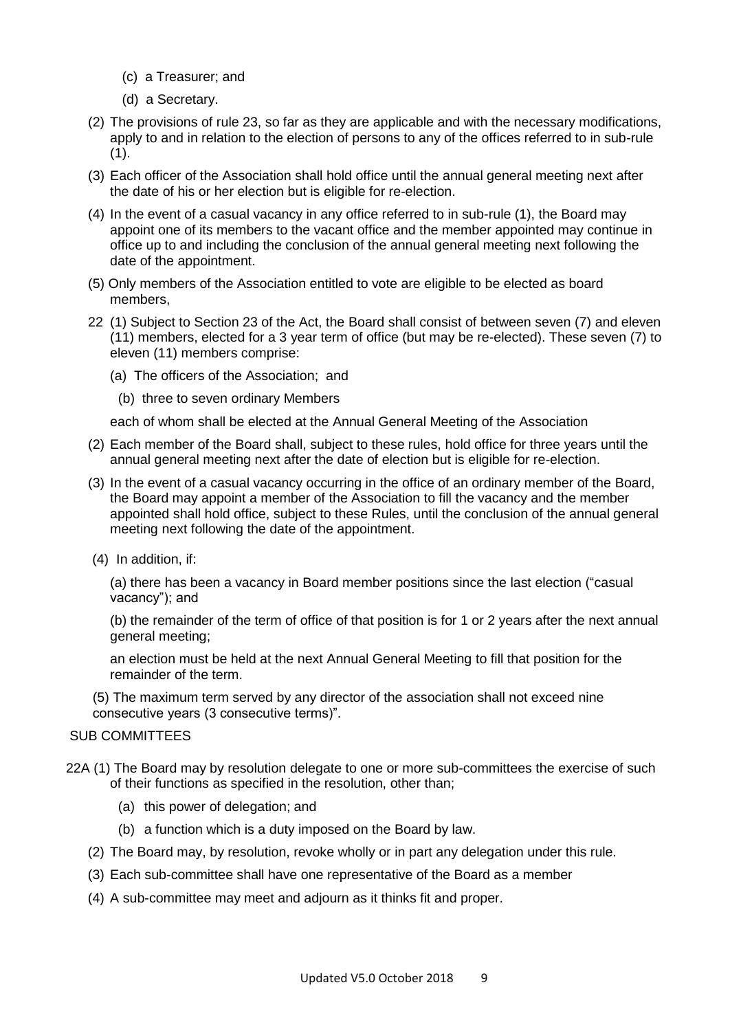(c) a Treasurer; and

(d) a Secretary.

(2) The provisions of rule 23, so far as they are applicable and with the necessary modifications, apply to and in relation to the election of persons to any of the offices referred to in sub-rule (1).

(3) Each officer of the Association shall hold office until the annual general meeting next after the date of his or her election but is eligible for re-election.

(4) In the event of a casual vacancy in any office referred to in sub-rule (1), the Board may appoint one of its members to the vacant office and the member appointed may continue in office up to and including the conclusion of the annual general meeting next following the date of the appointment.

(5) Only members of the Association entitled to vote are eligible to be elected as board members,

22 (1) Subject to Section 23 of the Act, the Board shall consist of between seven (7) and eleven (11) members, elected for a 3 year term of office (but may be re-elected). These seven (7) to eleven (11) members comprise:

(a) The officers of the Association; and

(b) three to seven ordinary Members

each of whom shall be elected at the Annual General Meeting of the Association

(2) Each member of the Board shall, subject to these rules, hold office for three years until the annual general meeting next after the date of election but is eligible for re-election.

(3) In the event of a casual vacancy occurring in the office of an ordinary member of the Board, the Board may appoint a member of the Association to fill the vacancy and the member appointed shall hold office, subject to these Rules, until the conclusion of the annual general meeting next following the date of the appointment.

(4) In addition, if:

(a) there has been a vacancy in Board member positions since the last election ("casual vacancy"); and

(b) the remainder of the term of office of that position is for 1 or 2 years after the next annual general meeting;

an election must be held at the next Annual General Meeting to fill that position for the remainder of the term.

(5) The maximum term served by any director of the association shall not exceed nine consecutive years (3 consecutive terms)".

SUB COMMITTEES

22A (1) The Board may by resolution delegate to one or more sub-committees the exercise of such of their functions as specified in the resolution, other than;

(a) this power of delegation; and

(b) a function which is a duty imposed on the Board by law.

(2) The Board may, by resolution, revoke wholly or in part any delegation under this rule.

(3) Each sub-committee shall have one representative of the Board as a member

(4) A sub-committee may meet and adjourn as it thinks fit and proper.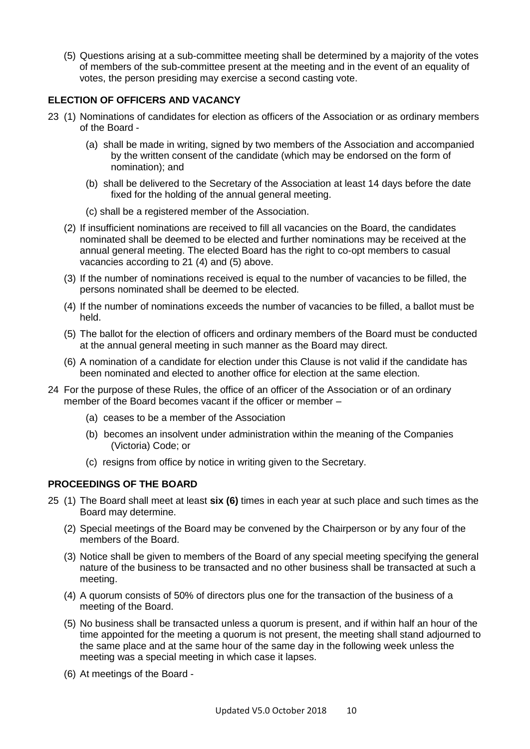(5) Questions arising at a sub-committee meeting shall be determined by a majority of the votes of members of the sub-committee present at the meeting and in the event of an equality of votes, the person presiding may exercise a second casting vote.

## ELECTION OF OFFICERS AND VACANCY

23 (1) Nominations of candidates for election as officers of the Association or as ordinary members of the Board -

(a) shall be made in writing, signed by two members of the Association and accompanied by the written consent of the candidate (which may be endorsed on the form of nomination); and

(b) shall be delivered to the Secretary of the Association at least 14 days before the date fixed for the holding of the annual general meeting.

(c) shall be a registered member of the Association.

(2) If insufficient nominations are received to fill all vacancies on the Board, the candidates nominated shall be deemed to be elected and further nominations may be received at the annual general meeting. The elected Board has the right to co-opt members to casual vacancies according to 21 (4) and (5) above.

(3) If the number of nominations received is equal to the number of vacancies to be filled, the persons nominated shall be deemed to be elected.

(4) If the number of nominations exceeds the number of vacancies to be filled, a ballot must be held.

(5) The ballot for the election of officers and ordinary members of the Board must be conducted at the annual general meeting in such manner as the Board may direct.

(6) A nomination of a candidate for election under this Clause is not valid if the candidate has been nominated and elected to another office for election at the same election.

24 For the purpose of these Rules, the office of an officer of the Association or of an ordinary member of the Board becomes vacant if the officer or member –

(a) ceases to be a member of the Association

(b) becomes an insolvent under administration within the meaning of the Companies (Victoria) Code; or

(c) resigns from office by notice in writing given to the Secretary.

## PROCEEDINGS OF THE BOARD

25 (1) The Board shall meet at least **six (6)** times in each year at such place and such times as the Board may determine.

(2) Special meetings of the Board may be convened by the Chairperson or by any four of the members of the Board.

(3) Notice shall be given to members of the Board of any special meeting specifying the general nature of the business to be transacted and no other business shall be transacted at such a meeting.

(4) A quorum consists of 50% of directors plus one for the transaction of the business of a meeting of the Board.

(5) No business shall be transacted unless a quorum is present, and if within half an hour of the time appointed for the meeting a quorum is not present, the meeting shall stand adjourned to the same place and at the same hour of the same day in the following week unless the meeting was a special meeting in which case it lapses.

(6) At meetings of the Board -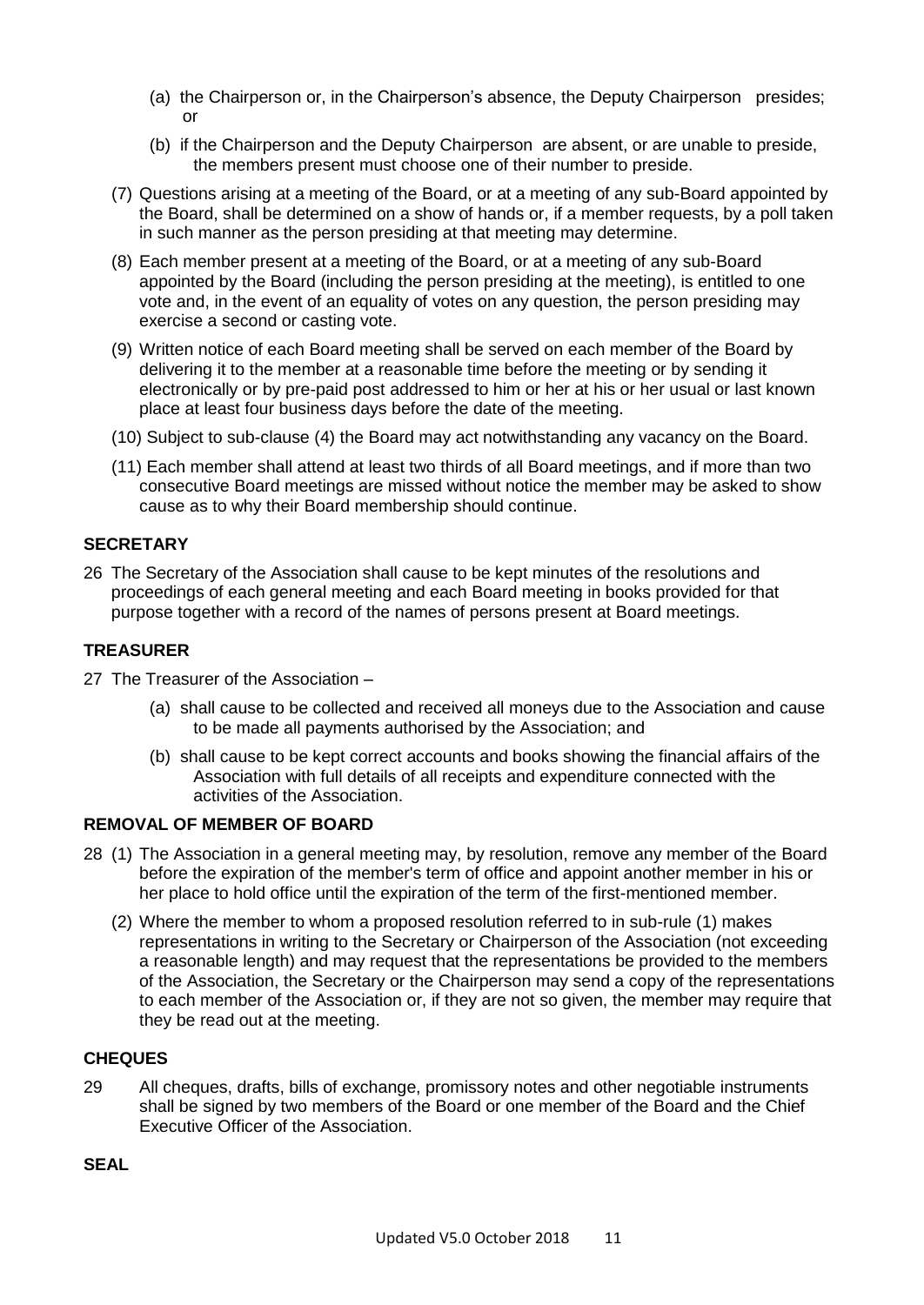(a) the Chairperson or, in the Chairperson's absence, the Deputy Chairperson presides; or

(b) if the Chairperson and the Deputy Chairperson are absent, or are unable to preside, the members present must choose one of their number to preside.

(7) Questions arising at a meeting of the Board, or at a meeting of any sub-Board appointed by the Board, shall be determined on a show of hands or, if a member requests, by a poll taken in such manner as the person presiding at that meeting may determine.

(8) Each member present at a meeting of the Board, or at a meeting of any sub-Board appointed by the Board (including the person presiding at the meeting), is entitled to one vote and, in the event of an equality of votes on any question, the person presiding may exercise a second or casting vote.

(9) Written notice of each Board meeting shall be served on each member of the Board by delivering it to the member at a reasonable time before the meeting or by sending it electronically or by pre-paid post addressed to him or her at his or her usual or last known place at least four business days before the date of the meeting.

(10) Subject to sub-clause (4) the Board may act notwithstanding any vacancy on the Board.

(11) Each member shall attend at least two thirds of all Board meetings, and if more than two consecutive Board meetings are missed without notice the member may be asked to show cause as to why their Board membership should continue.

**SECRETARY**

26 The Secretary of the Association shall cause to be kept minutes of the resolutions and proceedings of each general meeting and each Board meeting in books provided for that purpose together with a record of the names of persons present at Board meetings.

**TREASURER**

27 The Treasurer of the Association –

(a) shall cause to be collected and received all moneys due to the Association and cause to be made all payments authorised by the Association; and

(b) shall cause to be kept correct accounts and books showing the financial affairs of the Association with full details of all receipts and expenditure connected with the activities of the Association.

**REMOVAL OF MEMBER OF BOARD**

28 (1) The Association in a general meeting may, by resolution, remove any member of the Board before the expiration of the member's term of office and appoint another member in his or her place to hold office until the expiration of the term of the first-mentioned member.

(2) Where the member to whom a proposed resolution referred to in sub-rule (1) makes representations in writing to the Secretary or Chairperson of the Association (not exceeding a reasonable length) and may request that the representations be provided to the members of the Association, the Secretary or the Chairperson may send a copy of the representations to each member of the Association or, if they are not so given, the member may require that they be read out at the meeting.

**CHEQUES**

29 All cheques, drafts, bills of exchange, promissory notes and other negotiable instruments shall be signed by two members of the Board or one member of the Board and the Chief Executive Officer of the Association.

**SEAL**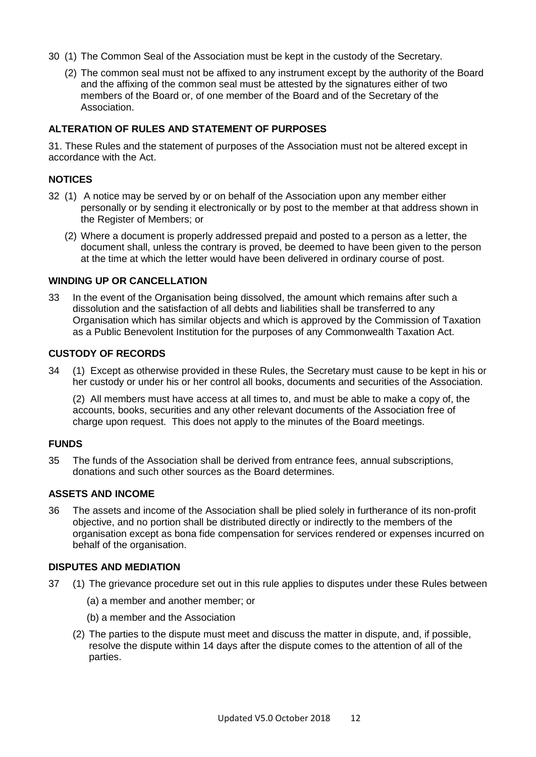30 (1) The Common Seal of the Association must be kept in the custody of the Secretary.

(2) The common seal must not be affixed to any instrument except by the authority of the Board and the affixing of the common seal must be attested by the signatures either of two members of the Board or, of one member of the Board and of the Secretary of the Association.

### ALTERATION OF RULES AND STATEMENT OF PURPOSES

31. These Rules and the statement of purposes of the Association must not be altered except in accordance with the Act.

### NOTICES

32 (1) A notice may be served by or on behalf of the Association upon any member either personally or by sending it electronically or by post to the member at that address shown in the Register of Members; or

(2) Where a document is properly addressed prepaid and posted to a person as a letter, the document shall, unless the contrary is proved, be deemed to have been given to the person at the time at which the letter would have been delivered in ordinary course of post.

### WINDING UP OR CANCELLATION

33 In the event of the Organisation being dissolved, the amount which remains after such a dissolution and the satisfaction of all debts and liabilities shall be transferred to any Organisation which has similar objects and which is approved by the Commission of Taxation as a Public Benevolent Institution for the purposes of any Commonwealth Taxation Act.

### CUSTODY OF RECORDS

34 (1) Except as otherwise provided in these Rules, the Secretary must cause to be kept in his or her custody or under his or her control all books, documents and securities of the Association.

(2) All members must have access at all times to, and must be able to make a copy of, the accounts, books, securities and any other relevant documents of the Association free of charge upon request. This does not apply to the minutes of the Board meetings.

### FUNDS

35 The funds of the Association shall be derived from entrance fees, annual subscriptions, donations and such other sources as the Board determines.

### ASSETS AND INCOME

36 The assets and income of the Association shall be plied solely in furtherance of its non-profit objective, and no portion shall be distributed directly or indirectly to the members of the organisation except as bona fide compensation for services rendered or expenses incurred on behalf of the organisation.

### DISPUTES AND MEDIATION

37 (1) The grievance procedure set out in this rule applies to disputes under these Rules between

(a) a member and another member; or

(b) a member and the Association

(2) The parties to the dispute must meet and discuss the matter in dispute, and, if possible, resolve the dispute within 14 days after the dispute comes to the attention of all of the parties.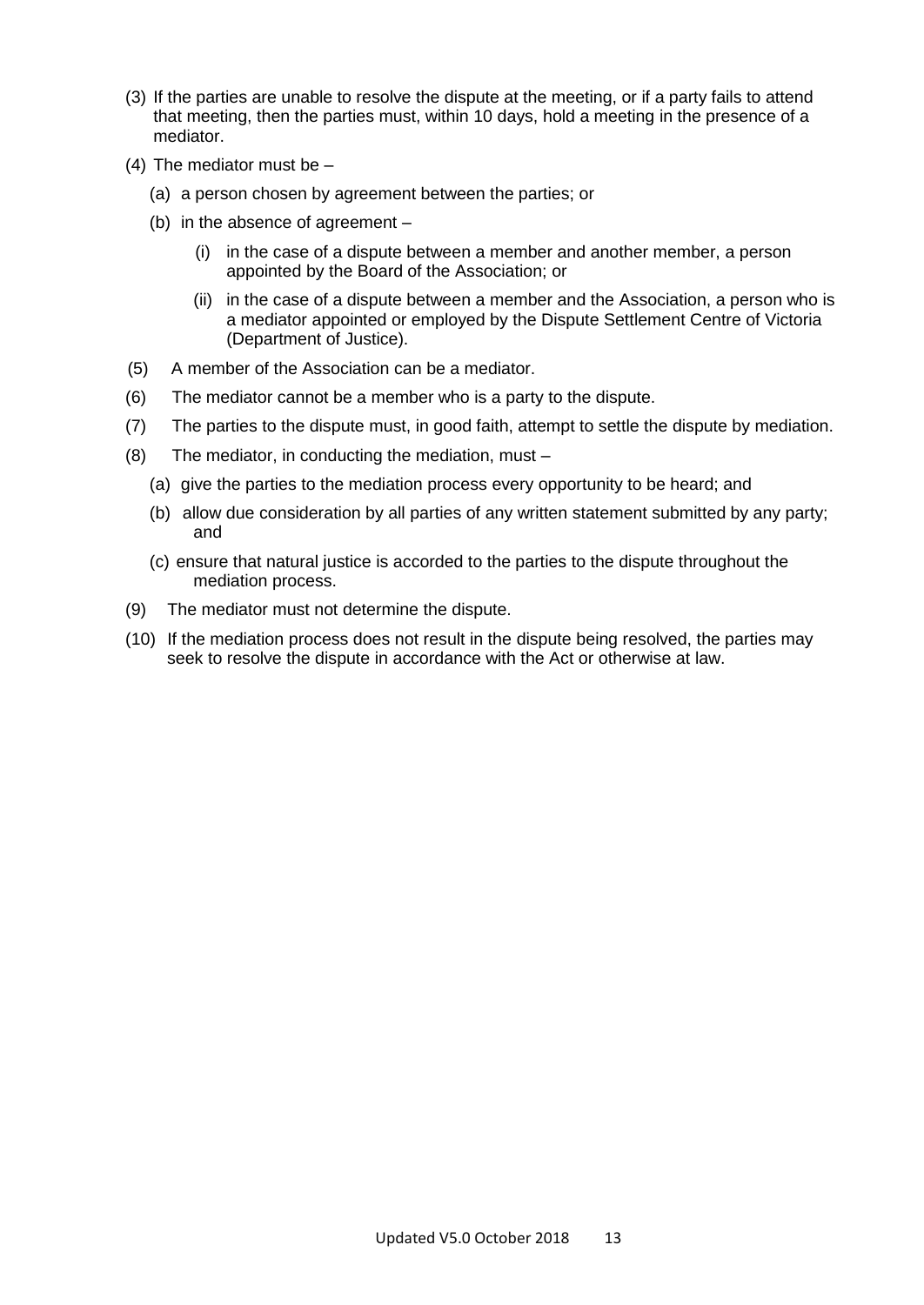(3) If the parties are unable to resolve the dispute at the meeting, or if a party fails to attend that meeting, then the parties must, within 10 days, hold a meeting in the presence of a mediator.

(4) The mediator must be –

- (a) a person chosen by agreement between the parties; or
- (b) in the absence of agreement –
  - (i) in the case of a dispute between a member and another member, a person appointed by the Board of the Association; or
  - (ii) in the case of a dispute between a member and the Association, a person who is a mediator appointed or employed by the Dispute Settlement Centre of Victoria (Department of Justice).

(5) A member of the Association can be a mediator.

(6) The mediator cannot be a member who is a party to the dispute.

(7) The parties to the dispute must, in good faith, attempt to settle the dispute by mediation.

(8) The mediator, in conducting the mediation, must –

- (a) give the parties to the mediation process every opportunity to be heard; and
- (b) allow due consideration by all parties of any written statement submitted by any party; and
- (c) ensure that natural justice is accorded to the parties to the dispute throughout the mediation process.

(9) The mediator must not determine the dispute.

(10) If the mediation process does not result in the dispute being resolved, the parties may seek to resolve the dispute in accordance with the Act or otherwise at law.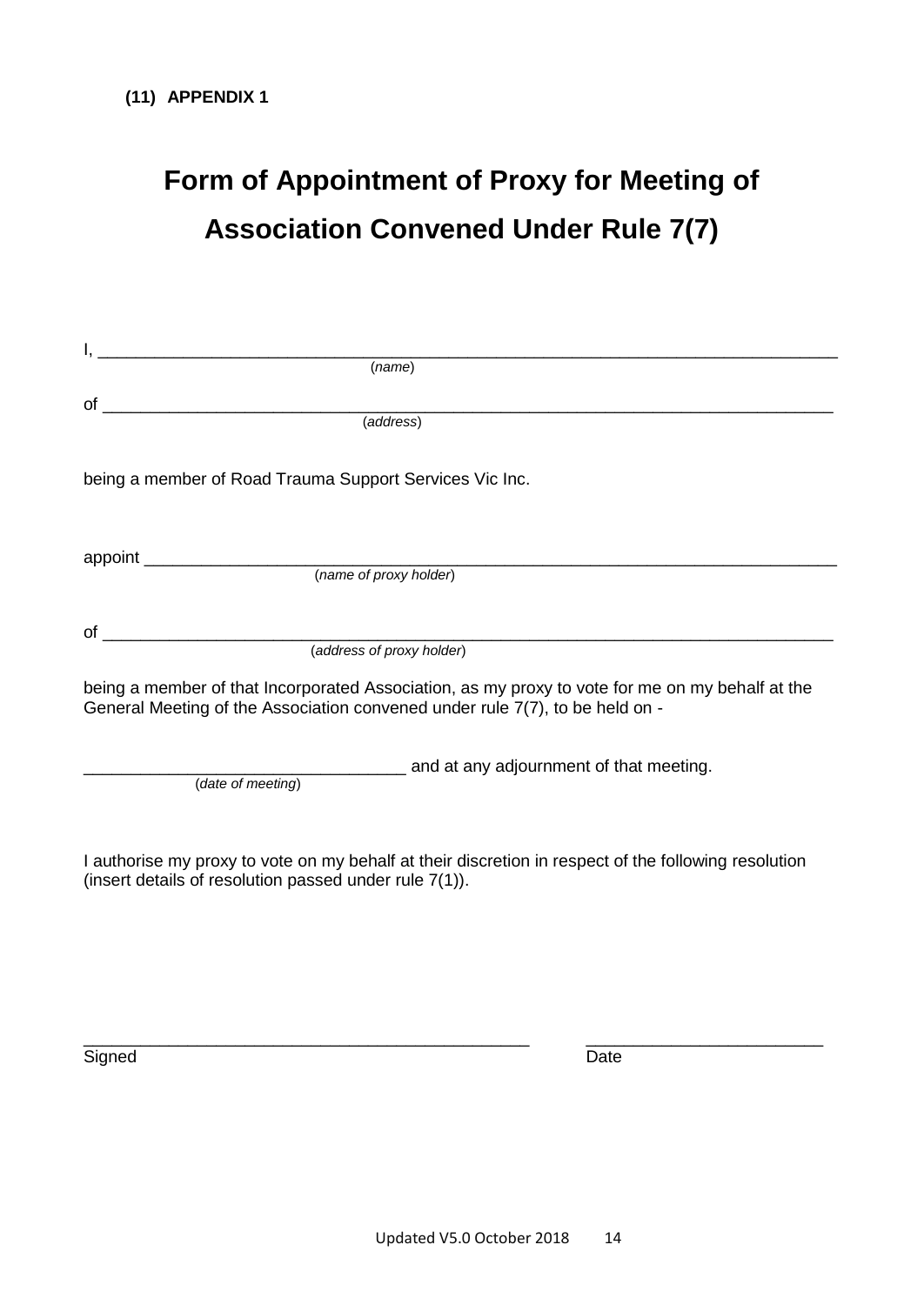**(11) APPENDIX 1**

# Form of Appointment of Proxy for Meeting of Association Convened Under Rule 7(7)

I, ______________________________________________________________________________
(*name*)

of _____________________________________________________________________________
(*address*)

being a member of Road Trauma Support Services Vic Inc.

appoint __________________________________________________________________________
(*name of proxy holder*)

of _____________________________________________________________________________
(*address of proxy holder*)

being a member of that Incorporated Association, as my proxy to vote for me on my behalf at the General Meeting of the Association convened under rule 7(7), to be held on -

__________________________________ and at any adjournment of that meeting.
(*date of meeting*)

I authorise my proxy to vote on my behalf at their discretion in respect of the following resolution (insert details of resolution passed under rule 7(1)).

_______________________________________________          _________________________
Signed                                                                                    Date